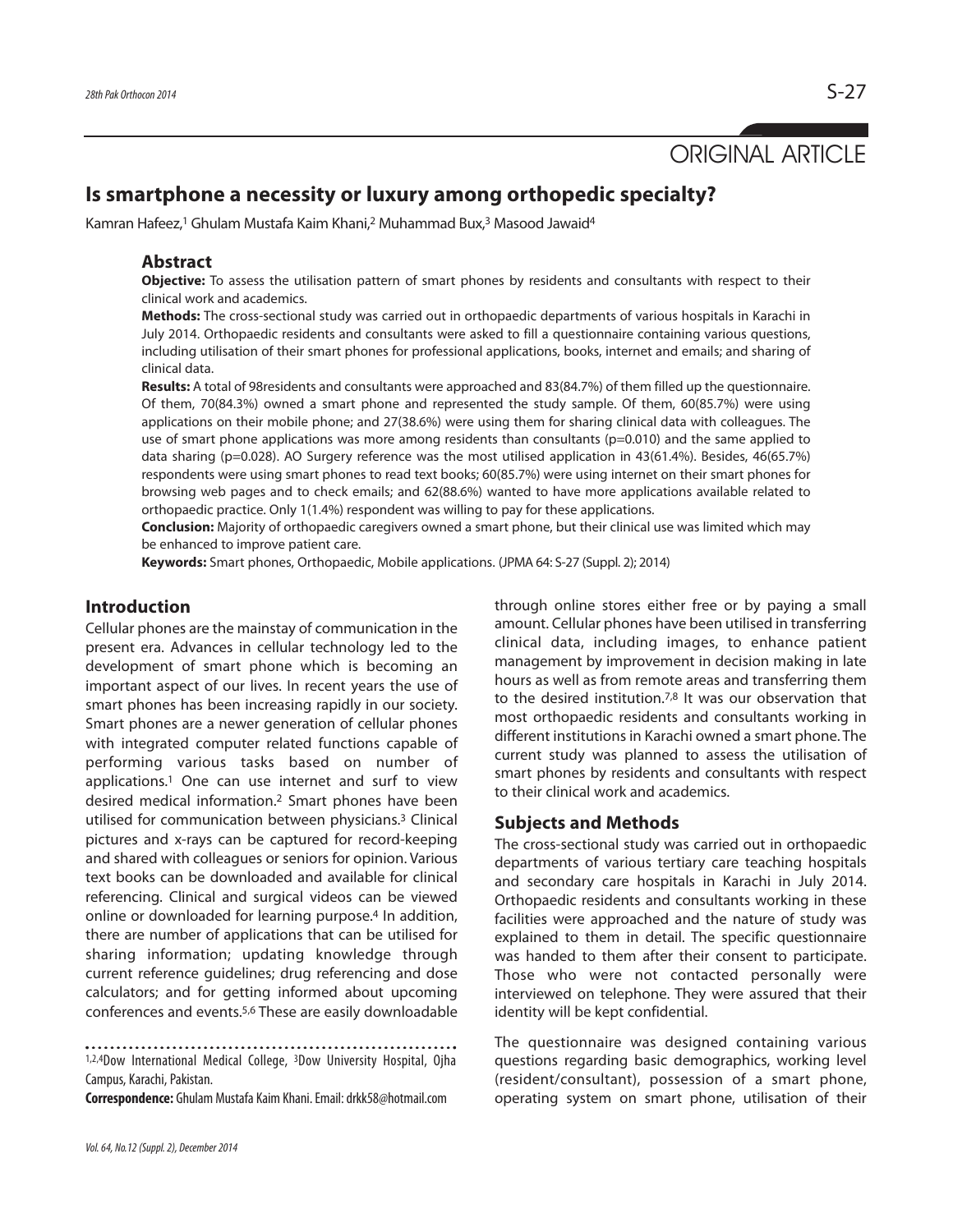ORIGINAL ARTICLE

# Is smartphone a necessity or luxury among orthopedic specialty?

Kamran Hafeez,[1] Ghulam Mustafa Kaim Khani,[2] Muhammad Bux,[3] Masood Jawaid[4]

## Abstract

**Objective:** To assess the utilisation pattern of smart phones by residents and consultants with respect to their clinical work and academics.

**Methods:** The cross-sectional study was carried out in orthopaedic departments of various hospitals in Karachi in July 2014. Orthopaedic residents and consultants were asked to fill a questionnaire containing various questions, including utilisation of their smart phones for professional applications, books, internet and emails; and sharing of clinical data.

**Results:** A total of 98residents and consultants were approached and 83(84.7%) of them filled up the questionnaire. Of them, 70(84.3%) owned a smart phone and represented the study sample. Of them, 60(85.7%) were using applications on their mobile phone; and 27(38.6%) were using them for sharing clinical data with colleagues. The use of smart phone applications was more among residents than consultants (p=0.010) and the same applied to data sharing (p=0.028). AO Surgery reference was the most utilised application in 43(61.4%). Besides, 46(65.7%) respondents were using smart phones to read text books; 60(85.7%) were using internet on their smart phones for browsing web pages and to check emails; and 62(88.6%) wanted to have more applications available related to orthopaedic practice. Only 1(1.4%) respondent was willing to pay for these applications.

**Conclusion:** Majority of orthopaedic caregivers owned a smart phone, but their clinical use was limited which may be enhanced to improve patient care.

**Keywords:** Smart phones, Orthopaedic, Mobile applications. (JPMA 64: S-27 (Suppl. 2); 2014)

## Introduction

Cellular phones are the mainstay of communication in the present era. Advances in cellular technology led to the development of smart phone which is becoming an important aspect of our lives. In recent years the use of smart phones has been increasing rapidly in our society. Smart phones are a newer generation of cellular phones with integrated computer related functions capable of performing various tasks based on number of applications.[1] One can use internet and surf to view desired medical information.[2] Smart phones have been utilised for communication between physicians.[3] Clinical pictures and x-rays can be captured for record-keeping and shared with colleagues or seniors for opinion. Various text books can be downloaded and available for clinical referencing. Clinical and surgical videos can be viewed online or downloaded for learning purpose.[4] In addition, there are number of applications that can be utilised for sharing information; updating knowledge through current reference guidelines; drug referencing and dose calculators; and for getting informed about upcoming conferences and events.[5,6] These are easily downloadable through online stores either free or by paying a small amount. Cellular phones have been utilised in transferring clinical data, including images, to enhance patient management by improvement in decision making in late hours as well as from remote areas and transferring them to the desired institution.[7,8] It was our observation that most orthopaedic residents and consultants working in different institutions in Karachi owned a smart phone. The current study was planned to assess the utilisation of smart phones by residents and consultants with respect to their clinical work and academics.

## Subjects and Methods

The cross-sectional study was carried out in orthopaedic departments of various tertiary care teaching hospitals and secondary care hospitals in Karachi in July 2014. Orthopaedic residents and consultants working in these facilities were approached and the nature of study was explained to them in detail. The specific questionnaire was handed to them after their consent to participate. Those who were not contacted personally were interviewed on telephone. They were assured that their identity will be kept confidential.

The questionnaire was designed containing various questions regarding basic demographics, working level (resident/consultant), possession of a smart phone, operating system on smart phone, utilisation of their

[1,2,4]Dow International Medical College, [3]Dow University Hospital, Ojha Campus, Karachi, Pakistan.

**Correspondence:** Ghulam Mustafa Kaim Khani. Email: drkk58@hotmail.com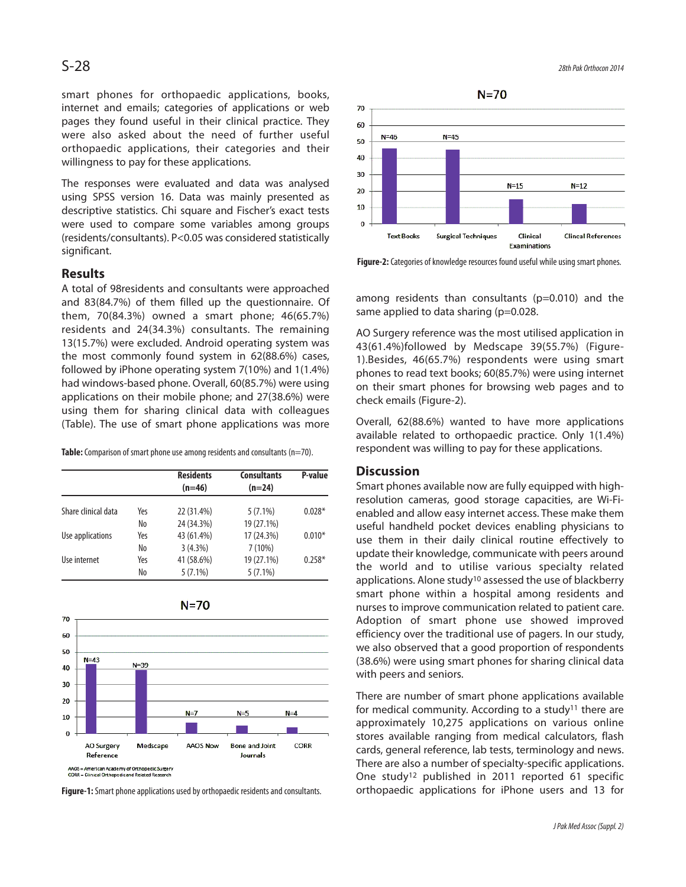smart phones for orthopaedic applications, books, internet and emails; categories of applications or web pages they found useful in their clinical practice. They were also asked about the need of further useful orthopaedic applications, their categories and their willingness to pay for these applications.

The responses were evaluated and data was analysed using SPSS version 16. Data was mainly presented as descriptive statistics. Chi square and Fischer's exact tests were used to compare some variables among groups (residents/consultants). P<0.05 was considered statistically significant.

## Results

A total of 98residents and consultants were approached and 83(84.7%) of them filled up the questionnaire. Of them, 70(84.3%) owned a smart phone; 46(65.7%) residents and 24(34.3%) consultants. The remaining 13(15.7%) were excluded. Android operating system was the most commonly found system in 62(88.6%) cases, followed by iPhone operating system 7(10%) and 1(1.4%) had windows-based phone. Overall, 60(85.7%) were using applications on their mobile phone; and 27(38.6%) were using them for sharing clinical data with colleagues (Table). The use of smart phone applications was more among residents than consultants (p=0.010) and the same applied to data sharing (p=0.028.

**Table:** Comparison of smart phone use among residents and consultants (n=70).

| | | Residents (n=46) | Consultants (n=24) | P-value |
|---|---|---|---|---|
| Share clinical data | Yes | 22 (31.4%) | 5 (7.1%) | 0.028* |
| | No | 24 (34.3%) | 19 (27.1%) | |
| Use applications | Yes | 43 (61.4%) | 17 (24.3%) | 0.010* |
| | No | 3 (4.3%) | 7 (10%) | |
| Use internet | Yes | 41 (58.6%) | 19 (27.1%) | 0.258* |
| | No | 5 (7.1%) | 5 (7.1%) | |

AAOS = American Academy of Orthopedic Surgery
CORR = Clinical Orthopedic and Related Research

**Figure-1:** Smart phone applications used by orthopaedic residents and consultants.

**Figure-2:** Categories of knowledge resources found useful while using smart phones.

AO Surgery reference was the most utilised application in 43(61.4%)followed by Medscape 39(55.7%) (Figure-1).Besides, 46(65.7%) respondents were using smart phones to read text books; 60(85.7%) were using internet on their smart phones for browsing web pages and to check emails (Figure-2).

Overall, 62(88.6%) wanted to have more applications available related to orthopaedic practice. Only 1(1.4%) respondent was willing to pay for these applications.

## Discussion

Smart phones available now are fully equipped with high-resolution cameras, good storage capacities, are Wi-Fi-enabled and allow easy internet access. These make them useful handheld pocket devices enabling physicians to use them in their daily clinical routine effectively to update their knowledge, communicate with peers around the world and to utilise various specialty related applications. Alone study[10] assessed the use of blackberry smart phone within a hospital among residents and nurses to improve communication related to patient care. Adoption of smart phone use showed improved efficiency over the traditional use of pagers. In our study, we also observed that a good proportion of respondents (38.6%) were using smart phones for sharing clinical data with peers and seniors.

There are number of smart phone applications available for medical community. According to a study[11] there are approximately 10,275 applications on various online stores available ranging from medical calculators, flash cards, general reference, lab tests, terminology and news. There are also a number of specialty-specific applications. One study[12] published in 2011 reported 61 specific orthopaedic applications for iPhone users and 13 for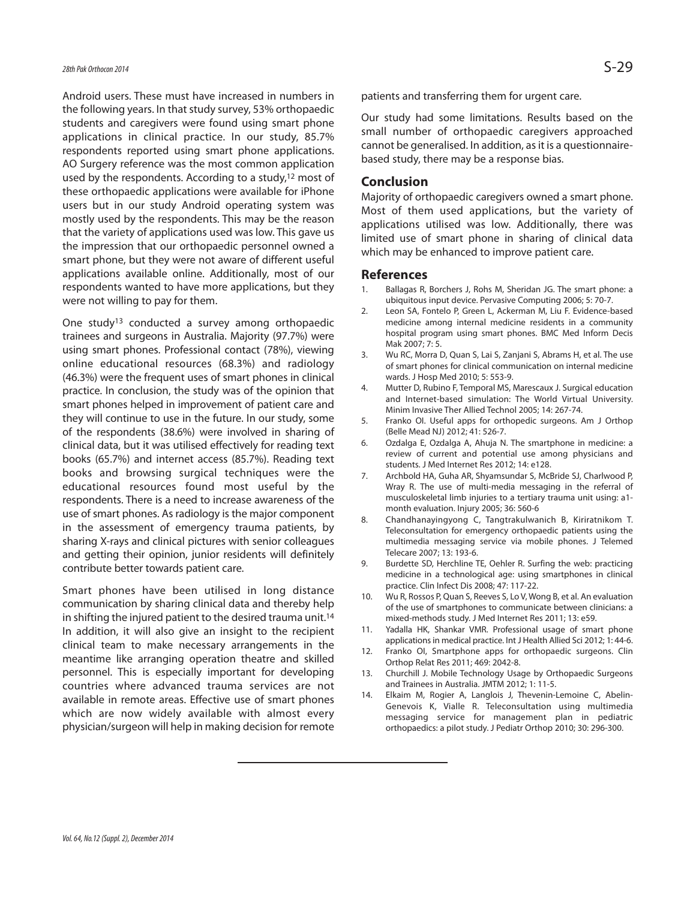Android users. These must have increased in numbers in the following years. In that study survey, 53% orthopaedic students and caregivers were found using smart phone applications in clinical practice. In our study, 85.7% respondents reported using smart phone applications. AO Surgery reference was the most common application used by the respondents. According to a study,[12] most of these orthopaedic applications were available for iPhone users but in our study Android operating system was mostly used by the respondents. This may be the reason that the variety of applications used was low. This gave us the impression that our orthopaedic personnel owned a smart phone, but they were not aware of different useful applications available online. Additionally, most of our respondents wanted to have more applications, but they were not willing to pay for them.

One study[13] conducted a survey among orthopaedic trainees and surgeons in Australia. Majority (97.7%) were using smart phones. Professional contact (78%), viewing online educational resources (68.3%) and radiology (46.3%) were the frequent uses of smart phones in clinical practice. In conclusion, the study was of the opinion that smart phones helped in improvement of patient care and they will continue to use in the future. In our study, some of the respondents (38.6%) were involved in sharing of clinical data, but it was utilised effectively for reading text books (65.7%) and internet access (85.7%). Reading text books and browsing surgical techniques were the educational resources found most useful by the respondents. There is a need to increase awareness of the use of smart phones. As radiology is the major component in the assessment of emergency trauma patients, by sharing X-rays and clinical pictures with senior colleagues and getting their opinion, junior residents will definitely contribute better towards patient care.

Smart phones have been utilised in long distance communication by sharing clinical data and thereby help in shifting the injured patient to the desired trauma unit.[14] In addition, it will also give an insight to the recipient clinical team to make necessary arrangements in the meantime like arranging operation theatre and skilled personnel. This is especially important for developing countries where advanced trauma services are not available in remote areas. Effective use of smart phones which are now widely available with almost every physician/surgeon will help in making decision for remote patients and transferring them for urgent care.

Our study had some limitations. Results based on the small number of orthopaedic caregivers approached cannot be generalised. In addition, as it is a questionnaire-based study, there may be a response bias.

## Conclusion

Majority of orthopaedic caregivers owned a smart phone. Most of them used applications, but the variety of applications utilised was low. Additionally, there was limited use of smart phone in sharing of clinical data which may be enhanced to improve patient care.

## References

1. Ballagas R, Borchers J, Rohs M, Sheridan JG. The smart phone: a ubiquitous input device. Pervasive Computing 2006; 5: 70-7.
2. Leon SA, Fontelo P, Green L, Ackerman M, Liu F. Evidence-based medicine among internal medicine residents in a community hospital program using smart phones. BMC Med Inform Decis Mak 2007; 7: 5.
3. Wu RC, Morra D, Quan S, Lai S, Zanjani S, Abrams H, et al. The use of smart phones for clinical communication on internal medicine wards. J Hosp Med 2010; 5: 553-9.
4. Mutter D, Rubino F, Temporal MS, Marescaux J. Surgical education and Internet-based simulation: The World Virtual University. Minim Invasive Ther Allied Technol 2005; 14: 267-74.
5. Franko OI. Useful apps for orthopedic surgeons. Am J Orthop (Belle Mead NJ) 2012; 41: 526-7.
6. Ozdalga E, Ozdalga A, Ahuja N. The smartphone in medicine: a review of current and potential use among physicians and students. J Med Internet Res 2012; 14: e128.
7. Archbold HA, Guha AR, Shyamsundar S, McBride SJ, Charlwood P, Wray R. The use of multi-media messaging in the referral of musculoskeletal limb injuries to a tertiary trauma unit using: a1-month evaluation. Injury 2005; 36: 560-6
8. Chandhanayingyong C, Tangtrakulwanich B, Kiriratnikom T. Teleconsultation for emergency orthopaedic patients using the multimedia messaging service via mobile phones. J Telemed Telecare 2007; 13: 193-6.
9. Burdette SD, Herchline TE, Oehler R. Surfing the web: practicing medicine in a technological age: using smartphones in clinical practice. Clin Infect Dis 2008; 47: 117-22.
10. Wu R, Rossos P, Quan S, Reeves S, Lo V, Wong B, et al. An evaluation of the use of smartphones to communicate between clinicians: a mixed-methods study. J Med Internet Res 2011; 13: e59.
11. Yadalla HK, Shankar VMR. Professional usage of smart phone applications in medical practice. Int J Health Allied Sci 2012; 1: 44-6.
12. Franko OI, Smartphone apps for orthopaedic surgeons. Clin Orthop Relat Res 2011; 469: 2042-8.
13. Churchill J. Mobile Technology Usage by Orthopaedic Surgeons and Trainees in Australia. JMTM 2012; 1: 11-5.
14. Elkaim M, Rogier A, Langlois J, Thevenin-Lemoine C, Abelin-Genevois K, Vialle R. Teleconsultation using multimedia messaging service for management plan in pediatric orthopaedics: a pilot study. J Pediatr Orthop 2010; 30: 296-300.